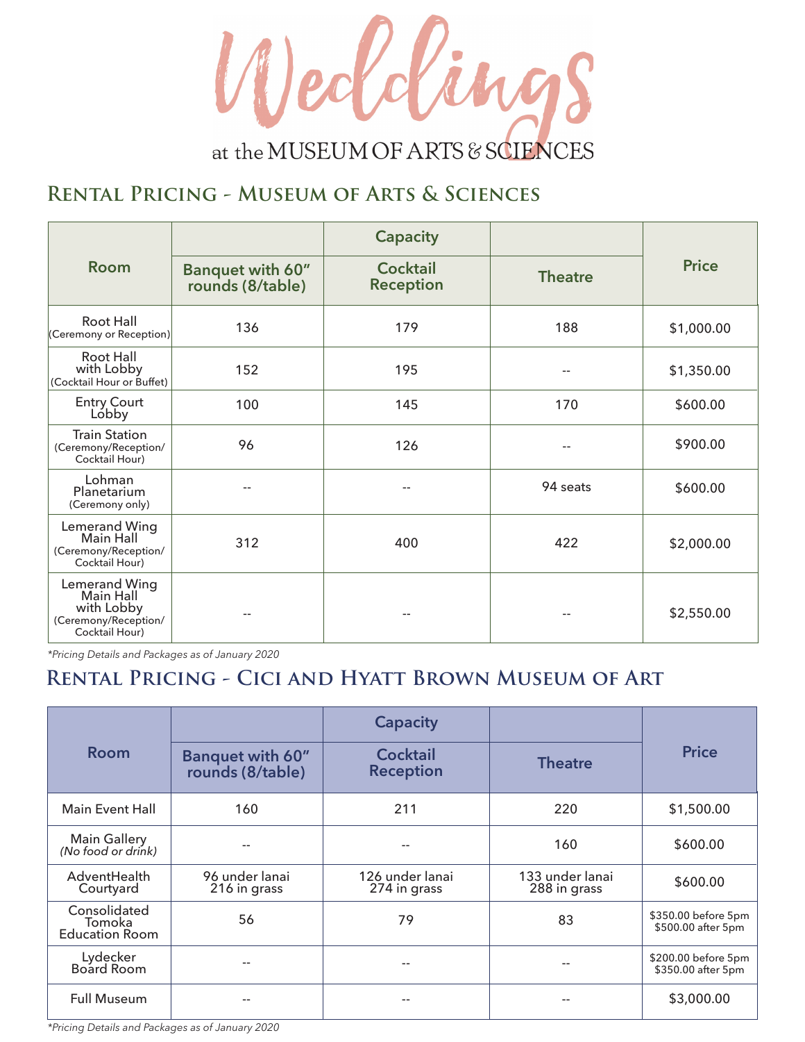# Weddings

at the MUSEUM OF ARTS & SCIENCES

## Rental Pricing - Museum of Arts & Sciences

| Room | Capacity | | | Price |
|---|---|---|---|---|
| | Banquet with 60" rounds (8/table) | Cocktail Reception | Theatre | |
| Root Hall (Ceremony or Reception) | 136 | 179 | 188 | $1,000.00 |
| Root Hall with Lobby (Cocktail Hour or Buffet) | 152 | 195 | -- | $1,350.00 |
| Entry Court Lobby | 100 | 145 | 170 | $600.00 |
| Train Station (Ceremony/Reception/ Cocktail Hour) | 96 | 126 | -- | $900.00 |
| Lohman Planetarium (Ceremony only) | -- | -- | 94 seats | $600.00 |
| Lemerand Wing Main Hall (Ceremony/Reception/ Cocktail Hour) | 312 | 400 | 422 | $2,000.00 |
| Lemerand Wing Main Hall with Lobby (Ceremony/Reception/ Cocktail Hour) | -- | -- | -- | $2,550.00 |

*\*Pricing Details and Packages as of January 2020*

## Rental Pricing - Cici and Hyatt Brown Museum of Art

| Room | Capacity | | | Price |
|---|---|---|---|---|
| | Banquet with 60" rounds (8/table) | Cocktail Reception | Theatre | |
| Main Event Hall | 160 | 211 | 220 | $1,500.00 |
| Main Gallery *(No food or drink)* | -- | -- | 160 | $600.00 |
| AdventHealth Courtyard | 96 under lanai 216 in grass | 126 under lanai 274 in grass | 133 under lanai 288 in grass | $600.00 |
| Consolidated Tomoka Education Room | 56 | 79 | 83 | $350.00 before 5pm $500.00 after 5pm |
| Lydecker Board Room | -- | -- | -- | $200.00 before 5pm $350.00 after 5pm |
| Full Museum | -- | -- | -- | $3,000.00 |

*\*Pricing Details and Packages as of January 2020*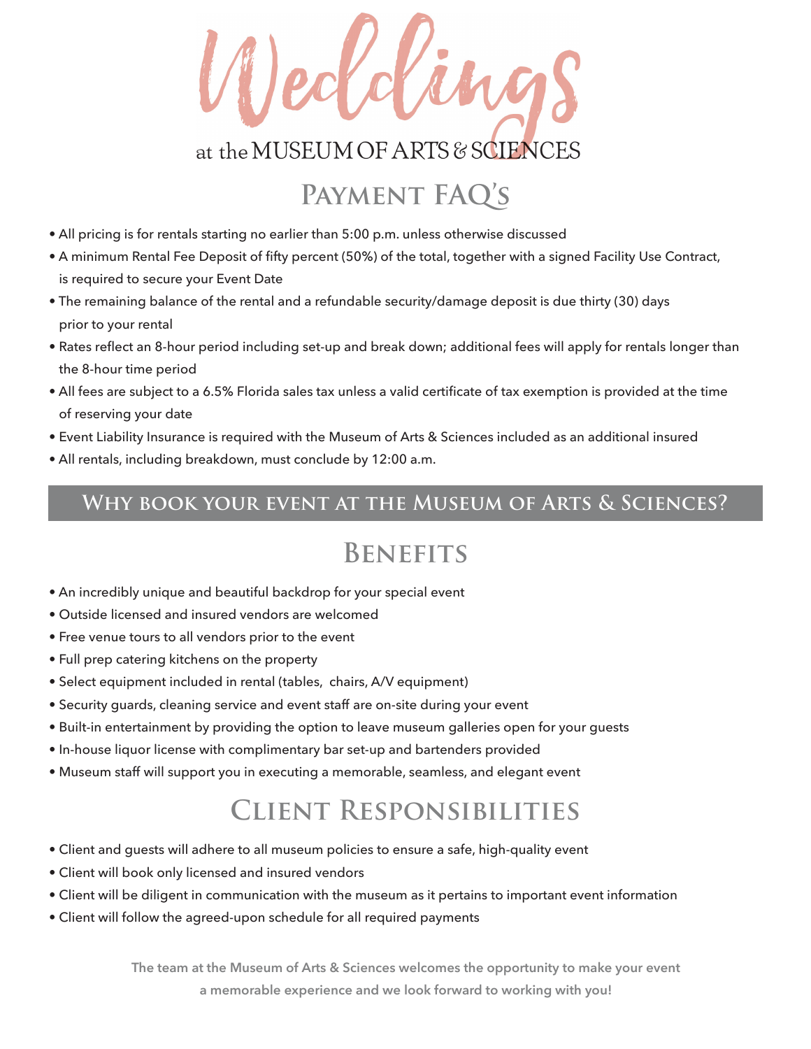# Weddings

at the MUSEUM OF ARTS & SCIENCES

## Payment FAQ's

- All pricing is for rentals starting no earlier than 5:00 p.m. unless otherwise discussed
- A minimum Rental Fee Deposit of fifty percent (50%) of the total, together with a signed Facility Use Contract, is required to secure your Event Date
- The remaining balance of the rental and a refundable security/damage deposit is due thirty (30) days prior to your rental
- Rates reflect an 8-hour period including set-up and break down; additional fees will apply for rentals longer than the 8-hour time period
- All fees are subject to a 6.5% Florida sales tax unless a valid certificate of tax exemption is provided at the time of reserving your date
- Event Liability Insurance is required with the Museum of Arts & Sciences included as an additional insured
- All rentals, including breakdown, must conclude by 12:00 a.m.

## Why book your event at the Museum of Arts & Sciences?

## Benefits

- An incredibly unique and beautiful backdrop for your special event
- Outside licensed and insured vendors are welcomed
- Free venue tours to all vendors prior to the event
- Full prep catering kitchens on the property
- Select equipment included in rental (tables, chairs, A/V equipment)
- Security guards, cleaning service and event staff are on-site during your event
- Built-in entertainment by providing the option to leave museum galleries open for your guests
- In-house liquor license with complimentary bar set-up and bartenders provided
- Museum staff will support you in executing a memorable, seamless, and elegant event

## Client Responsibilities

- Client and guests will adhere to all museum policies to ensure a safe, high-quality event
- Client will book only licensed and insured vendors
- Client will be diligent in communication with the museum as it pertains to important event information
- Client will follow the agreed-upon schedule for all required payments

**The team at the Museum of Arts & Sciences welcomes the opportunity to make your event a memorable experience and we look forward to working with you!**